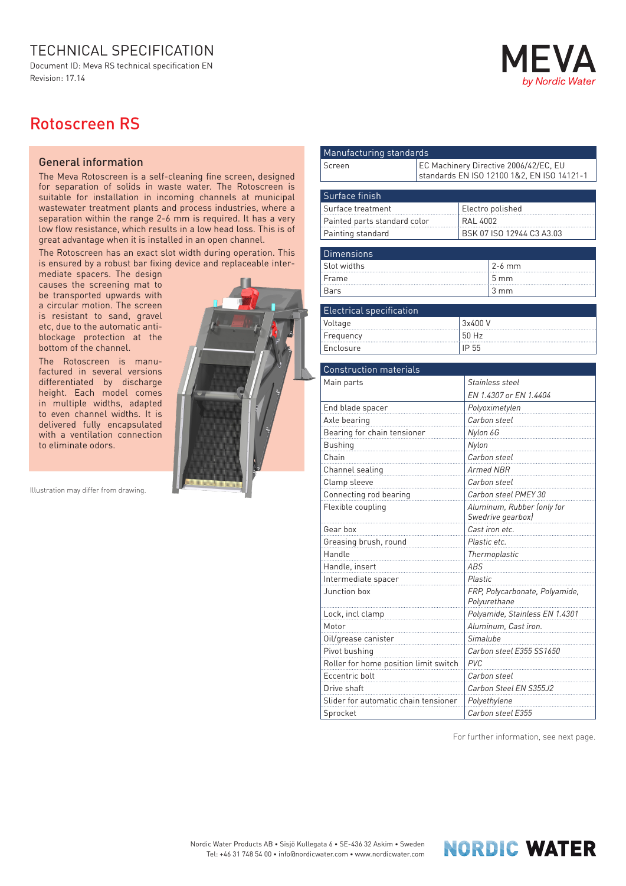# TECHNICAL SPECIFICATION

Document ID: Meva RS technical specification EN
Revision: 17.14

MEVA
*by Nordic Water*

# Rotoscreen RS

## General information

The Meva Rotoscreen is a self-cleaning fine screen, designed for separation of solids in waste water. The Rotoscreen is suitable for installation in incoming channels at municipal wastewater treatment plants and process industries, where a separation within the range 2-6 mm is required. It has a very low flow resistance, which results in a low head loss. This is of great advantage when it is installed in an open channel.

The Rotoscreen has an exact slot width during operation. This is ensured by a robust bar fixing device and replaceable intermediate spacers. The design causes the screening mat to be transported upwards with a circular motion. The screen is resistant to sand, gravel etc, due to the automatic anti-blockage protection at the bottom of the channel.

The Rotoscreen is manufactured in several versions differentiated by discharge height. Each model comes in multiple widths, adapted to even channel widths. It is delivered fully encapsulated with a ventilation connection to eliminate odors.

Illustration may differ from drawing.

| Manufacturing standards | |
|---|---|
| Screen | EC Machinery Directive 2006/42/EC, EU standards EN ISO 12100 1&2, EN ISO 14121-1 |

| Surface finish | |
|---|---|
| Surface treatment | Electro polished |
| Painted parts standard color | RAL 4002 |
| Painting standard | BSK 07 ISO 12944 C3 A3.03 |

| Dimensions | |
|---|---|
| Slot widths | 2-6 mm |
| Frame | 5 mm |
| Bars | 3 mm |

| Electrical specification | |
|---|---|
| Voltage | 3x400 V |
| Frequency | 50 Hz |
| Enclosure | IP 55 |

| Construction materials | |
|---|---|
| Main parts | *Stainless steel* |
| | *EN 1.4307 or EN 1.4404* |
| End blade spacer | *Polyoximetylen* |
| Axle bearing | *Carbon steel* |
| Bearing for chain tensioner | *Nylon 6G* |
| Bushing | *Nylon* |
| Chain | *Carbon steel* |
| Channel sealing | *Armed NBR* |
| Clamp sleeve | *Carbon steel* |
| Connecting rod bearing | *Carbon steel PMEY 30* |
| Flexible coupling | *Aluminum, Rubber (only for Swedrive gearbox)* |
| Gear box | *Cast iron etc.* |
| Greasing brush, round | *Plastic etc.* |
| Handle | *Thermoplastic* |
| Handle, insert | *ABS* |
| Intermediate spacer | *Plastic* |
| Junction box | *FRP, Polycarbonate, Polyamide, Polyurethane* |
| Lock, incl clamp | *Polyamide, Stainless EN 1.4301* |
| Motor | *Aluminum, Cast iron.* |
| Oil/grease canister | *Simalube* |
| Pivot bushing | *Carbon steel E355 SS1650* |
| Roller for home position limit switch | *PVC* |
| Eccentric bolt | *Carbon steel* |
| Drive shaft | *Carbon Steel EN S355J2* |
| Slider for automatic chain tensioner | *Polyethylene* |
| Sprocket | *Carbon steel E355* |

For further information, see next page.

Nordic Water Products AB • Sisjö Kullegata 6 • SE-436 32 Askim • Sweden
Tel: +46 31 748 54 00 • info@nordicwater.com • www.nordicwater.com

NORDIC WATER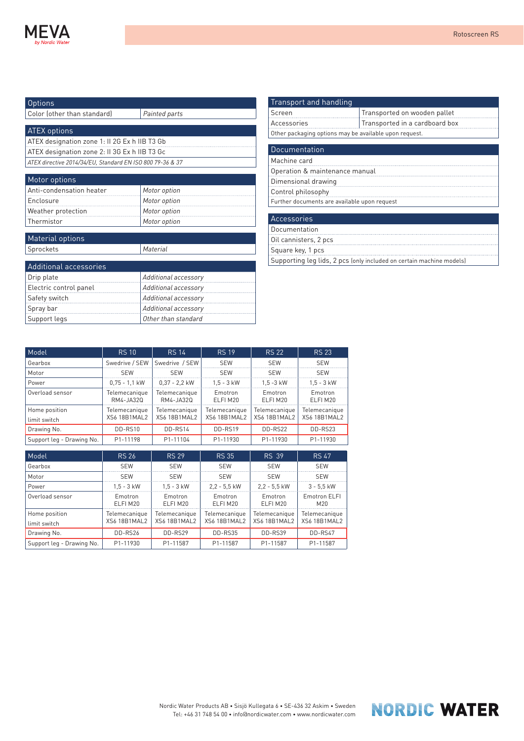| Options | |
|---|---|
| Color (other than standard) | *Painted parts* |

| ATEX options |
|---|
| ATEX designation zone 1: II 2G Ex h IIB T3 Gb |
| ATEX designation zone 2: II 3G Ex h IIB T3 Gc |
| *ATEX directive 2014/34/EU, Standard EN ISO 800 79-36 & 37* |

| Motor options | |
|---|---|
| Anti-condensation heater | *Motor option* |
| Enclosure | *Motor option* |
| Weather protection | *Motor option* |
| Thermistor | *Motor option* |

| Material options | |
|---|---|
| Sprockets | *Material* |

| Additional accessories | |
|---|---|
| Drip plate | *Additional accessory* |
| Electric control panel | *Additional accessory* |
| Safety switch | *Additional accessory* |
| Spray bar | *Additional accessory* |
| Support legs | *Other than standard* |

| Transport and handling | |
|---|---|
| Screen | Transported on wooden pallet |
| Accessories | Transported in a cardboard box |
| Other packaging options may be available upon request. | |

| Documentation |
|---|
| Machine card |
| Operation & maintenance manual |
| Dimensional drawing |
| Control philosophy |
| Further documents are available upon request |

| Accessories |
|---|
| Documentation |
| Oil cannisters, 2 pcs |
| Square key, 1 pcs |
| Supporting leg lids, 2 pcs (only included on certain machine models) |

| Model | RS 10 | RS 14 | RS 19 | RS 22 | RS 23 |
|---|---|---|---|---|---|
| Gearbox | Swedrive / SEW | Swedrive / SEW | SEW | SEW | SEW |
| Motor | SEW | SEW | SEW | SEW | SEW |
| Power | 0,75 - 1,1 kW | 0,37 - 2,2 kW | 1,5 - 3 kW | 1,5 -3 kW | 1,5 - 3 kW |
| Overload sensor | Telemecanique RM4-JA32Q | Telemecanique RM4-JA32Q | Emotron ELFI M20 | Emotron ELFI M20 | Emotron ELFI M20 |
| Home position limit switch | Telemecanique XS6 18B1MAL2 | Telemecanique XS6 18B1MAL2 | Telemecanique XS6 18B1MAL2 | Telemecanique XS6 18B1MAL2 | Telemecanique XS6 18B1MAL2 |
| Drawing No. | DD-RS10 | DD-RS14 | DD-RS19 | DD-RS22 | DD-RS23 |
| Support leg - Drawing No. | P1-11198 | P1-11104 | P1-11930 | P1-11930 | P1-11930 |

| Model | RS 26 | RS 29 | RS 35 | RS 39 | RS 47 |
|---|---|---|---|---|---|
| Gearbox | SEW | SEW | SEW | SEW | SEW |
| Motor | SEW | SEW | SEW | SEW | SEW |
| Power | 1,5 - 3 kW | 1,5 - 3 kW | 2,2 - 5,5 kW | 2,2 - 5,5 kW | 3 - 5,5 kW |
| Overload sensor | Emotron ELFI M20 | Emotron ELFI M20 | Emotron ELFI M20 | Emotron ELFI M20 | Emotron ELFI M20 |
| Home position limit switch | Telemecanique XS6 18B1MAL2 | Telemecanique XS6 18B1MAL2 | Telemecanique XS6 18B1MAL2 | Telemecanique XS6 18B1MAL2 | Telemecanique XS6 18B1MAL2 |
| Drawing No. | DD-RS26 | DD-RS29 | DD-RS35 | DD-RS39 | DD-RS47 |
| Support leg - Drawing No. | P1-11930 | P1-11587 | P1-11587 | P1-11587 | P1-11587 |

Nordic Water Products AB • Sisjö Kullegata 6 • SE-436 32 Askim • Sweden
Tel: +46 31 748 54 00 • info@nordicwater.com • www.nordicwater.com